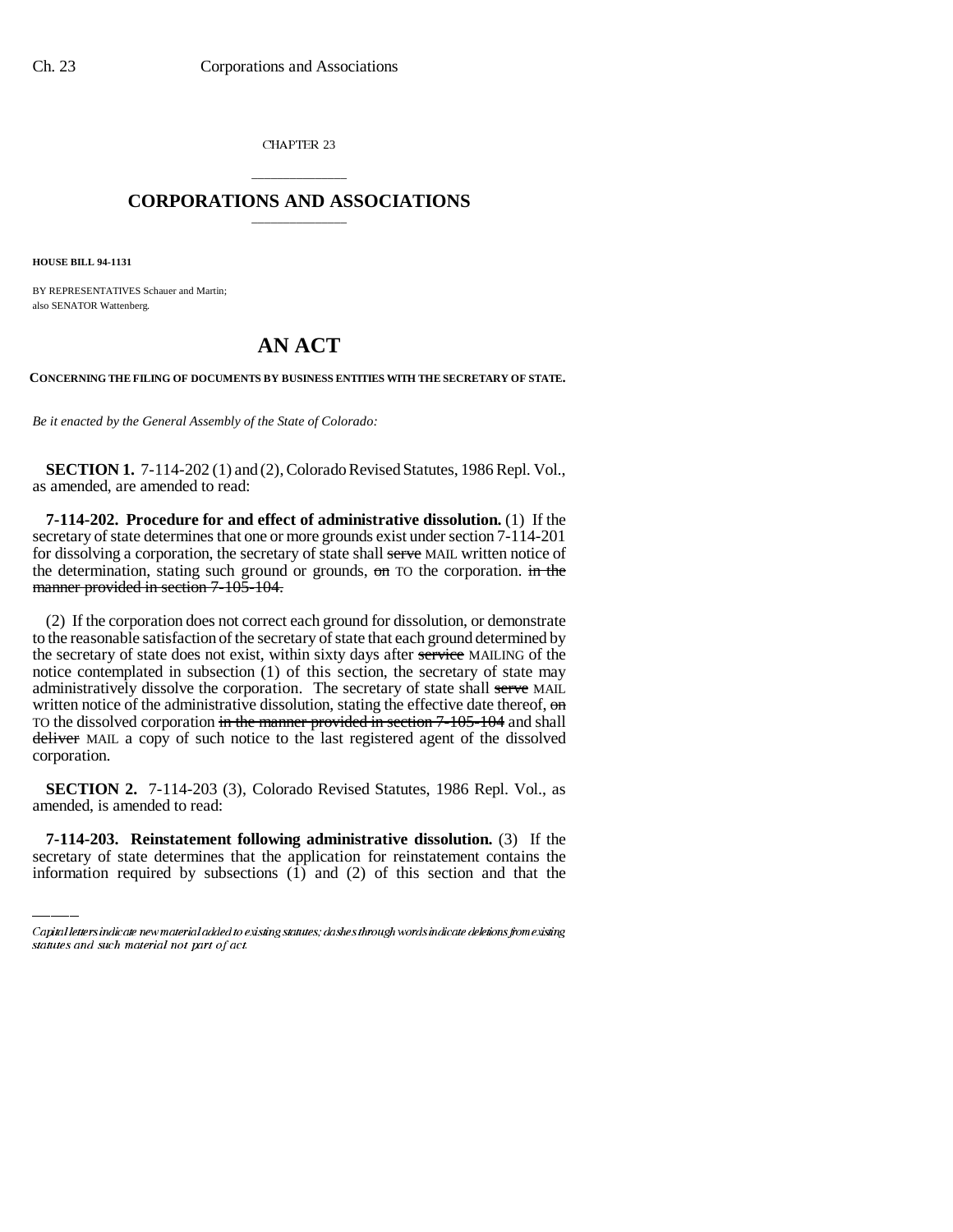CHAPTER 23

# CORPORATIONS AND ASSOCIATIONS

**HOUSE BILL 94-1131**

BY REPRESENTATIVES Schauer and Martin;
also SENATOR Wattenberg.

# AN ACT

**CONCERNING THE FILING OF DOCUMENTS BY BUSINESS ENTITIES WITH THE SECRETARY OF STATE.**

*Be it enacted by the General Assembly of the State of Colorado:*

**SECTION 1.** 7-114-202 (1) and (2), Colorado Revised Statutes, 1986 Repl. Vol., as amended, are amended to read:

**7-114-202. Procedure for and effect of administrative dissolution.** (1) If the secretary of state determines that one or more grounds exist under section 7-114-201 for dissolving a corporation, the secretary of state shall ~~serve~~ MAIL written notice of the determination, stating such ground or grounds, ~~on~~ TO the corporation. ~~in the manner provided in section 7-105-104.~~

(2) If the corporation does not correct each ground for dissolution, or demonstrate to the reasonable satisfaction of the secretary of state that each ground determined by the secretary of state does not exist, within sixty days after ~~service~~ MAILING of the notice contemplated in subsection (1) of this section, the secretary of state may administratively dissolve the corporation. The secretary of state shall ~~serve~~ MAIL written notice of the administrative dissolution, stating the effective date thereof, ~~on~~ TO the dissolved corporation ~~in the manner provided in section 7-105-104~~ and shall ~~deliver~~ MAIL a copy of such notice to the last registered agent of the dissolved corporation.

**SECTION 2.** 7-114-203 (3), Colorado Revised Statutes, 1986 Repl. Vol., as amended, is amended to read:

**7-114-203. Reinstatement following administrative dissolution.** (3) If the secretary of state determines that the application for reinstatement contains the information required by subsections (1) and (2) of this section and that the

Capital letters indicate new material added to existing statutes; dashes through words indicate deletions from existing statutes and such material not part of act.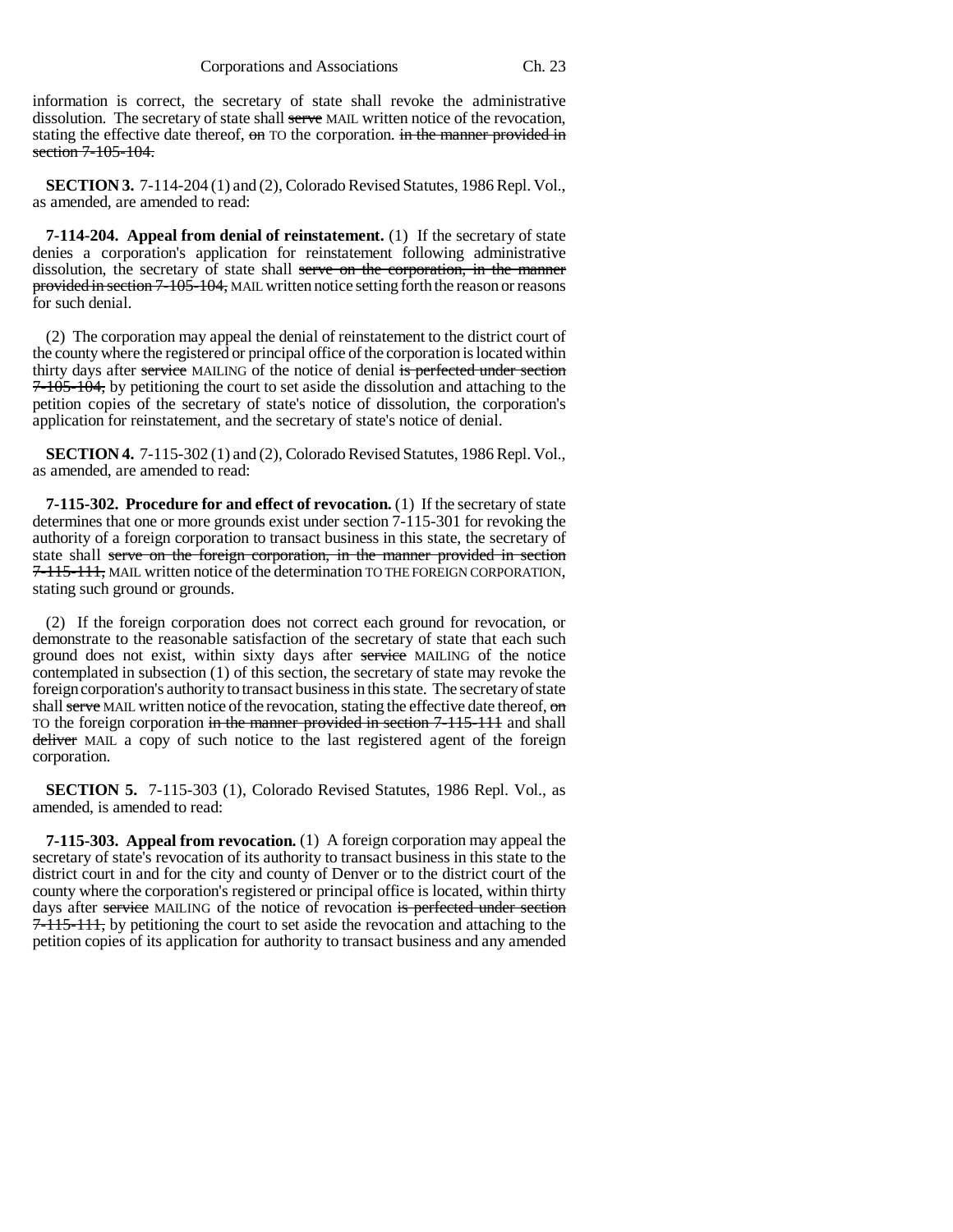information is correct, the secretary of state shall revoke the administrative dissolution. The secretary of state shall ~~serve~~ MAIL written notice of the revocation, stating the effective date thereof, ~~on~~ TO the corporation. ~~in the manner provided in section 7-105-104.~~

**SECTION 3.** 7-114-204 (1) and (2), Colorado Revised Statutes, 1986 Repl. Vol., as amended, are amended to read:

**7-114-204. Appeal from denial of reinstatement.** (1) If the secretary of state denies a corporation's application for reinstatement following administrative dissolution, the secretary of state shall ~~serve on the corporation, in the manner provided in section 7-105-104,~~ MAIL written notice setting forth the reason or reasons for such denial.

(2) The corporation may appeal the denial of reinstatement to the district court of the county where the registered or principal office of the corporation is located within thirty days after ~~service~~ MAILING of the notice of denial ~~is perfected under section 7-105-104,~~ by petitioning the court to set aside the dissolution and attaching to the petition copies of the secretary of state's notice of dissolution, the corporation's application for reinstatement, and the secretary of state's notice of denial.

**SECTION 4.** 7-115-302 (1) and (2), Colorado Revised Statutes, 1986 Repl. Vol., as amended, are amended to read:

**7-115-302. Procedure for and effect of revocation.** (1) If the secretary of state determines that one or more grounds exist under section 7-115-301 for revoking the authority of a foreign corporation to transact business in this state, the secretary of state shall ~~serve on the foreign corporation, in the manner provided in section 7-115-111,~~ MAIL written notice of the determination TO THE FOREIGN CORPORATION, stating such ground or grounds.

(2) If the foreign corporation does not correct each ground for revocation, or demonstrate to the reasonable satisfaction of the secretary of state that each such ground does not exist, within sixty days after ~~service~~ MAILING of the notice contemplated in subsection (1) of this section, the secretary of state may revoke the foreign corporation's authority to transact business in this state. The secretary of state shall ~~serve~~ MAIL written notice of the revocation, stating the effective date thereof, ~~on~~ TO the foreign corporation ~~in the manner provided in section 7-115-111~~ and shall ~~deliver~~ MAIL a copy of such notice to the last registered agent of the foreign corporation.

**SECTION 5.** 7-115-303 (1), Colorado Revised Statutes, 1986 Repl. Vol., as amended, is amended to read:

**7-115-303. Appeal from revocation.** (1) A foreign corporation may appeal the secretary of state's revocation of its authority to transact business in this state to the district court in and for the city and county of Denver or to the district court of the county where the corporation's registered or principal office is located, within thirty days after ~~service~~ MAILING of the notice of revocation ~~is perfected under section 7-115-111,~~ by petitioning the court to set aside the revocation and attaching to the petition copies of its application for authority to transact business and any amended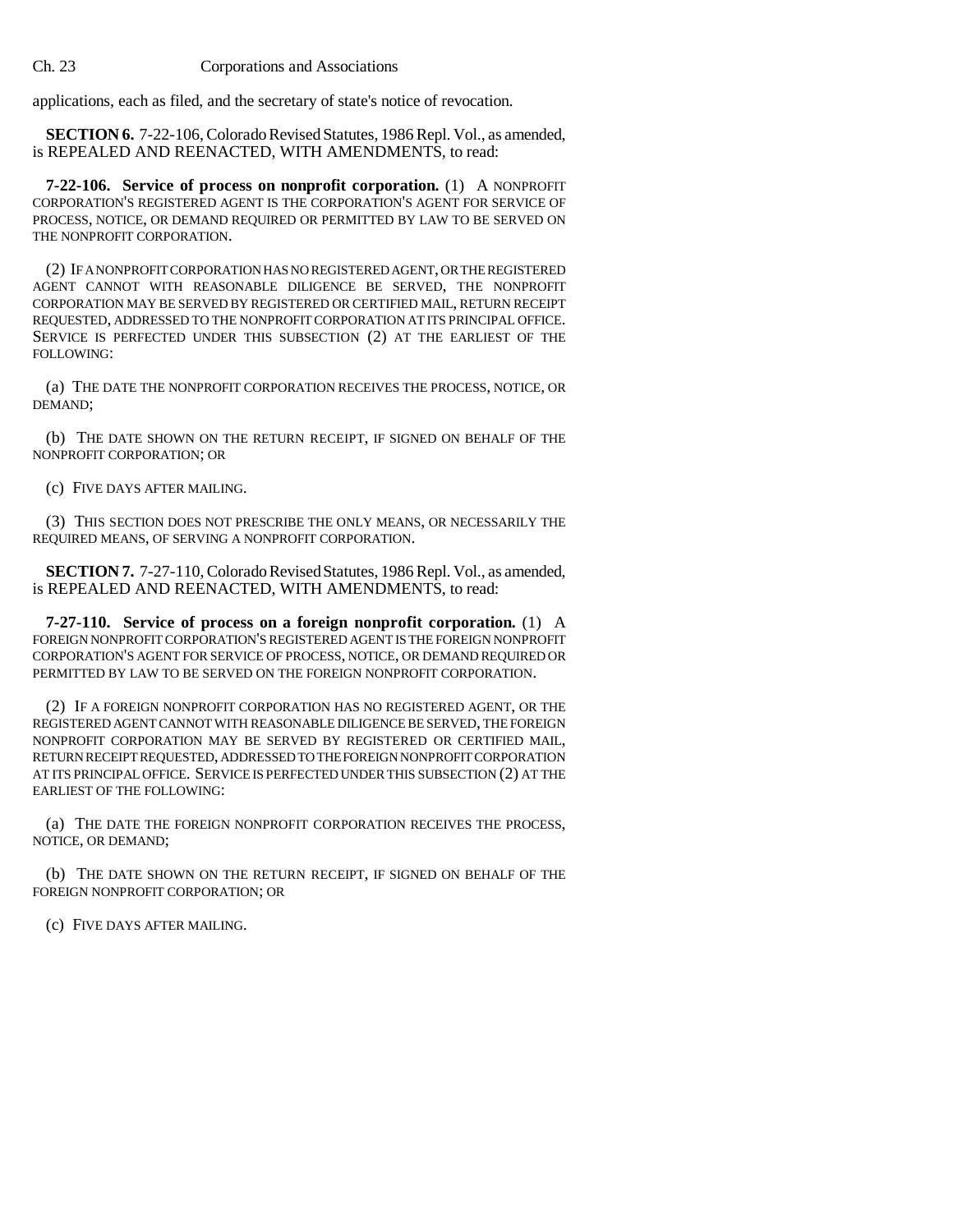applications, each as filed, and the secretary of state's notice of revocation.

**SECTION 6.** 7-22-106, Colorado Revised Statutes, 1986 Repl. Vol., as amended, is REPEALED AND REENACTED, WITH AMENDMENTS, to read:

**7-22-106. Service of process on nonprofit corporation.** (1) A NONPROFIT CORPORATION'S REGISTERED AGENT IS THE CORPORATION'S AGENT FOR SERVICE OF PROCESS, NOTICE, OR DEMAND REQUIRED OR PERMITTED BY LAW TO BE SERVED ON THE NONPROFIT CORPORATION.

(2) IF A NONPROFIT CORPORATION HAS NO REGISTERED AGENT, OR THE REGISTERED AGENT CANNOT WITH REASONABLE DILIGENCE BE SERVED, THE NONPROFIT CORPORATION MAY BE SERVED BY REGISTERED OR CERTIFIED MAIL, RETURN RECEIPT REQUESTED, ADDRESSED TO THE NONPROFIT CORPORATION AT ITS PRINCIPAL OFFICE. SERVICE IS PERFECTED UNDER THIS SUBSECTION (2) AT THE EARLIEST OF THE FOLLOWING:

(a) THE DATE THE NONPROFIT CORPORATION RECEIVES THE PROCESS, NOTICE, OR DEMAND;

(b) THE DATE SHOWN ON THE RETURN RECEIPT, IF SIGNED ON BEHALF OF THE NONPROFIT CORPORATION; OR

(c) FIVE DAYS AFTER MAILING.

(3) THIS SECTION DOES NOT PRESCRIBE THE ONLY MEANS, OR NECESSARILY THE REQUIRED MEANS, OF SERVING A NONPROFIT CORPORATION.

**SECTION 7.** 7-27-110, Colorado Revised Statutes, 1986 Repl. Vol., as amended, is REPEALED AND REENACTED, WITH AMENDMENTS, to read:

**7-27-110. Service of process on a foreign nonprofit corporation.** (1) A FOREIGN NONPROFIT CORPORATION'S REGISTERED AGENT IS THE FOREIGN NONPROFIT CORPORATION'S AGENT FOR SERVICE OF PROCESS, NOTICE, OR DEMAND REQUIRED OR PERMITTED BY LAW TO BE SERVED ON THE FOREIGN NONPROFIT CORPORATION.

(2) IF A FOREIGN NONPROFIT CORPORATION HAS NO REGISTERED AGENT, OR THE REGISTERED AGENT CANNOT WITH REASONABLE DILIGENCE BE SERVED, THE FOREIGN NONPROFIT CORPORATION MAY BE SERVED BY REGISTERED OR CERTIFIED MAIL, RETURN RECEIPT REQUESTED, ADDRESSED TO THE FOREIGN NONPROFIT CORPORATION AT ITS PRINCIPAL OFFICE. SERVICE IS PERFECTED UNDER THIS SUBSECTION (2) AT THE EARLIEST OF THE FOLLOWING:

(a) THE DATE THE FOREIGN NONPROFIT CORPORATION RECEIVES THE PROCESS, NOTICE, OR DEMAND;

(b) THE DATE SHOWN ON THE RETURN RECEIPT, IF SIGNED ON BEHALF OF THE FOREIGN NONPROFIT CORPORATION; OR

(c) FIVE DAYS AFTER MAILING.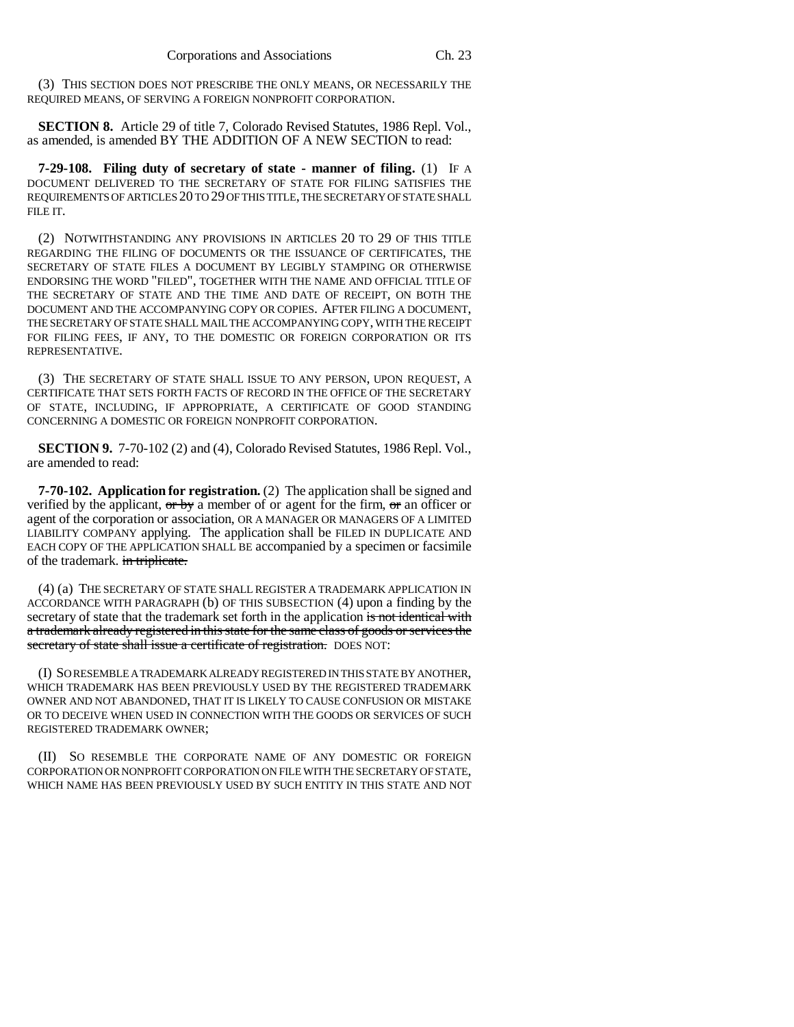(3) THIS SECTION DOES NOT PRESCRIBE THE ONLY MEANS, OR NECESSARILY THE REQUIRED MEANS, OF SERVING A FOREIGN NONPROFIT CORPORATION.

**SECTION 8.** Article 29 of title 7, Colorado Revised Statutes, 1986 Repl. Vol., as amended, is amended BY THE ADDITION OF A NEW SECTION to read:

**7-29-108. Filing duty of secretary of state - manner of filing.** (1) IF A DOCUMENT DELIVERED TO THE SECRETARY OF STATE FOR FILING SATISFIES THE REQUIREMENTS OF ARTICLES 20 TO 29 OF THIS TITLE, THE SECRETARY OF STATE SHALL FILE IT.

(2) NOTWITHSTANDING ANY PROVISIONS IN ARTICLES 20 TO 29 OF THIS TITLE REGARDING THE FILING OF DOCUMENTS OR THE ISSUANCE OF CERTIFICATES, THE SECRETARY OF STATE FILES A DOCUMENT BY LEGIBLY STAMPING OR OTHERWISE ENDORSING THE WORD "FILED", TOGETHER WITH THE NAME AND OFFICIAL TITLE OF THE SECRETARY OF STATE AND THE TIME AND DATE OF RECEIPT, ON BOTH THE DOCUMENT AND THE ACCOMPANYING COPY OR COPIES. AFTER FILING A DOCUMENT, THE SECRETARY OF STATE SHALL MAIL THE ACCOMPANYING COPY, WITH THE RECEIPT FOR FILING FEES, IF ANY, TO THE DOMESTIC OR FOREIGN CORPORATION OR ITS REPRESENTATIVE.

(3) THE SECRETARY OF STATE SHALL ISSUE TO ANY PERSON, UPON REQUEST, A CERTIFICATE THAT SETS FORTH FACTS OF RECORD IN THE OFFICE OF THE SECRETARY OF STATE, INCLUDING, IF APPROPRIATE, A CERTIFICATE OF GOOD STANDING CONCERNING A DOMESTIC OR FOREIGN NONPROFIT CORPORATION.

**SECTION 9.** 7-70-102 (2) and (4), Colorado Revised Statutes, 1986 Repl. Vol., are amended to read:

**7-70-102. Application for registration.** (2) The application shall be signed and verified by the applicant, ~~or by~~ a member of or agent for the firm, ~~or~~ an officer or agent of the corporation or association, OR A MANAGER OR MANAGERS OF A LIMITED LIABILITY COMPANY applying. The application shall be FILED IN DUPLICATE AND EACH COPY OF THE APPLICATION SHALL BE accompanied by a specimen or facsimile of the trademark. ~~in triplicate.~~

(4) (a) THE SECRETARY OF STATE SHALL REGISTER A TRADEMARK APPLICATION IN ACCORDANCE WITH PARAGRAPH (b) OF THIS SUBSECTION (4) upon a finding by the secretary of state that the trademark set forth in the application ~~is not identical with a trademark already registered in this state for the same class of goods or services the secretary of state shall issue a certificate of registration.~~ DOES NOT:

(I) SO RESEMBLE A TRADEMARK ALREADY REGISTERED IN THIS STATE BY ANOTHER, WHICH TRADEMARK HAS BEEN PREVIOUSLY USED BY THE REGISTERED TRADEMARK OWNER AND NOT ABANDONED, THAT IT IS LIKELY TO CAUSE CONFUSION OR MISTAKE OR TO DECEIVE WHEN USED IN CONNECTION WITH THE GOODS OR SERVICES OF SUCH REGISTERED TRADEMARK OWNER;

(II) SO RESEMBLE THE CORPORATE NAME OF ANY DOMESTIC OR FOREIGN CORPORATION OR NONPROFIT CORPORATION ON FILE WITH THE SECRETARY OF STATE, WHICH NAME HAS BEEN PREVIOUSLY USED BY SUCH ENTITY IN THIS STATE AND NOT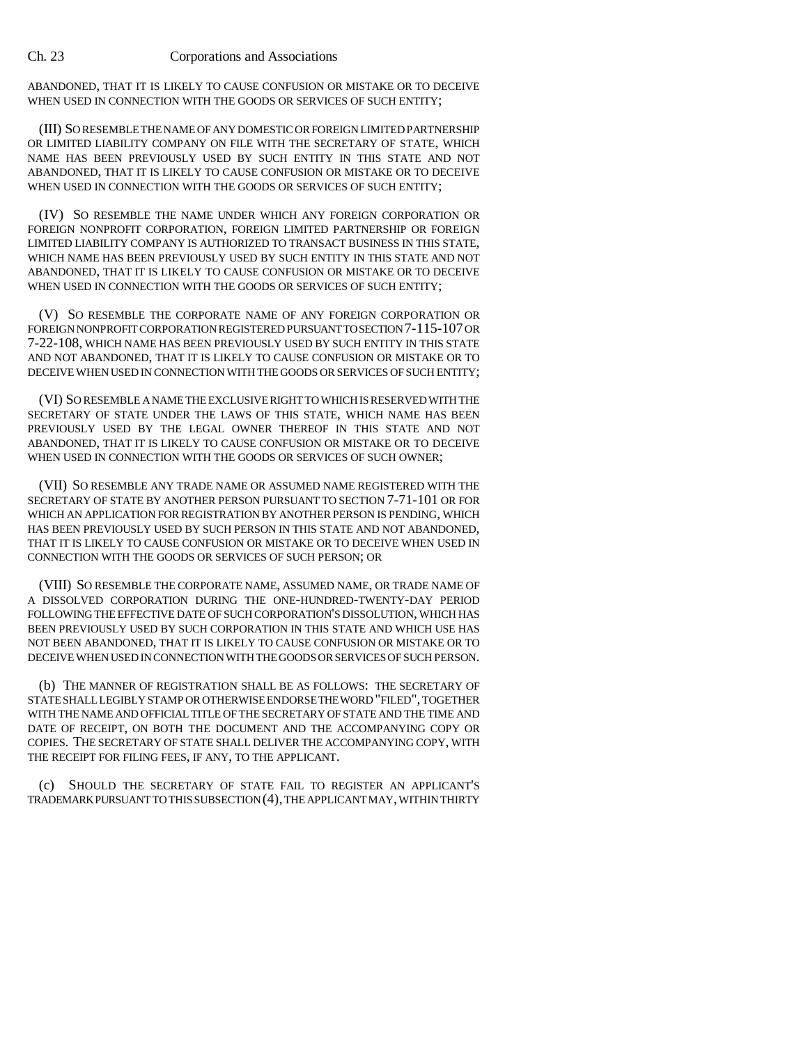ABANDONED, THAT IT IS LIKELY TO CAUSE CONFUSION OR MISTAKE OR TO DECEIVE WHEN USED IN CONNECTION WITH THE GOODS OR SERVICES OF SUCH ENTITY;

(III) SO RESEMBLE THE NAME OF ANY DOMESTIC OR FOREIGN LIMITED PARTNERSHIP OR LIMITED LIABILITY COMPANY ON FILE WITH THE SECRETARY OF STATE, WHICH NAME HAS BEEN PREVIOUSLY USED BY SUCH ENTITY IN THIS STATE AND NOT ABANDONED, THAT IT IS LIKELY TO CAUSE CONFUSION OR MISTAKE OR TO DECEIVE WHEN USED IN CONNECTION WITH THE GOODS OR SERVICES OF SUCH ENTITY;

(IV) SO RESEMBLE THE NAME UNDER WHICH ANY FOREIGN CORPORATION OR FOREIGN NONPROFIT CORPORATION, FOREIGN LIMITED PARTNERSHIP OR FOREIGN LIMITED LIABILITY COMPANY IS AUTHORIZED TO TRANSACT BUSINESS IN THIS STATE, WHICH NAME HAS BEEN PREVIOUSLY USED BY SUCH ENTITY IN THIS STATE AND NOT ABANDONED, THAT IT IS LIKELY TO CAUSE CONFUSION OR MISTAKE OR TO DECEIVE WHEN USED IN CONNECTION WITH THE GOODS OR SERVICES OF SUCH ENTITY;

(V) SO RESEMBLE THE CORPORATE NAME OF ANY FOREIGN CORPORATION OR FOREIGN NONPROFIT CORPORATION REGISTERED PURSUANT TO SECTION 7-115-107 OR 7-22-108, WHICH NAME HAS BEEN PREVIOUSLY USED BY SUCH ENTITY IN THIS STATE AND NOT ABANDONED, THAT IT IS LIKELY TO CAUSE CONFUSION OR MISTAKE OR TO DECEIVE WHEN USED IN CONNECTION WITH THE GOODS OR SERVICES OF SUCH ENTITY;

(VI) SO RESEMBLE A NAME THE EXCLUSIVE RIGHT TO WHICH IS RESERVED WITH THE SECRETARY OF STATE UNDER THE LAWS OF THIS STATE, WHICH NAME HAS BEEN PREVIOUSLY USED BY THE LEGAL OWNER THEREOF IN THIS STATE AND NOT ABANDONED, THAT IT IS LIKELY TO CAUSE CONFUSION OR MISTAKE OR TO DECEIVE WHEN USED IN CONNECTION WITH THE GOODS OR SERVICES OF SUCH OWNER;

(VII) SO RESEMBLE ANY TRADE NAME OR ASSUMED NAME REGISTERED WITH THE SECRETARY OF STATE BY ANOTHER PERSON PURSUANT TO SECTION 7-71-101 OR FOR WHICH AN APPLICATION FOR REGISTRATION BY ANOTHER PERSON IS PENDING, WHICH HAS BEEN PREVIOUSLY USED BY SUCH PERSON IN THIS STATE AND NOT ABANDONED, THAT IT IS LIKELY TO CAUSE CONFUSION OR MISTAKE OR TO DECEIVE WHEN USED IN CONNECTION WITH THE GOODS OR SERVICES OF SUCH PERSON; OR

(VIII) SO RESEMBLE THE CORPORATE NAME, ASSUMED NAME, OR TRADE NAME OF A DISSOLVED CORPORATION DURING THE ONE-HUNDRED-TWENTY-DAY PERIOD FOLLOWING THE EFFECTIVE DATE OF SUCH CORPORATION'S DISSOLUTION, WHICH HAS BEEN PREVIOUSLY USED BY SUCH CORPORATION IN THIS STATE AND WHICH USE HAS NOT BEEN ABANDONED, THAT IT IS LIKELY TO CAUSE CONFUSION OR MISTAKE OR TO DECEIVE WHEN USED IN CONNECTION WITH THE GOODS OR SERVICES OF SUCH PERSON.

(b) THE MANNER OF REGISTRATION SHALL BE AS FOLLOWS: THE SECRETARY OF STATE SHALL LEGIBLY STAMP OR OTHERWISE ENDORSE THE WORD "FILED", TOGETHER WITH THE NAME AND OFFICIAL TITLE OF THE SECRETARY OF STATE AND THE TIME AND DATE OF RECEIPT, ON BOTH THE DOCUMENT AND THE ACCOMPANYING COPY OR COPIES. THE SECRETARY OF STATE SHALL DELIVER THE ACCOMPANYING COPY, WITH THE RECEIPT FOR FILING FEES, IF ANY, TO THE APPLICANT.

(c) SHOULD THE SECRETARY OF STATE FAIL TO REGISTER AN APPLICANT'S TRADEMARK PURSUANT TO THIS SUBSECTION (4), THE APPLICANT MAY, WITHIN THIRTY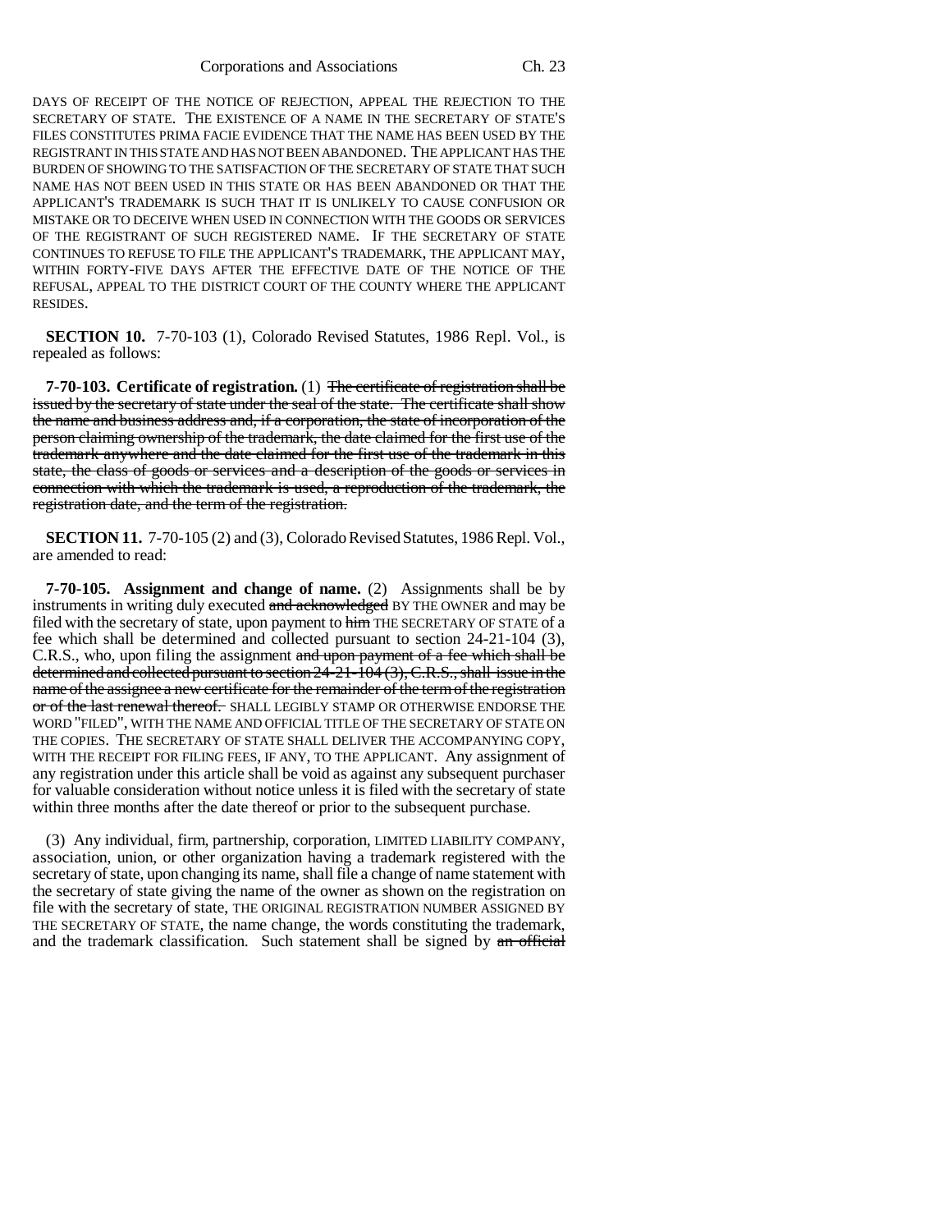DAYS OF RECEIPT OF THE NOTICE OF REJECTION, APPEAL THE REJECTION TO THE SECRETARY OF STATE. THE EXISTENCE OF A NAME IN THE SECRETARY OF STATE'S FILES CONSTITUTES PRIMA FACIE EVIDENCE THAT THE NAME HAS BEEN USED BY THE REGISTRANT IN THIS STATE AND HAS NOT BEEN ABANDONED. THE APPLICANT HAS THE BURDEN OF SHOWING TO THE SATISFACTION OF THE SECRETARY OF STATE THAT SUCH NAME HAS NOT BEEN USED IN THIS STATE OR HAS BEEN ABANDONED OR THAT THE APPLICANT'S TRADEMARK IS SUCH THAT IT IS UNLIKELY TO CAUSE CONFUSION OR MISTAKE OR TO DECEIVE WHEN USED IN CONNECTION WITH THE GOODS OR SERVICES OF THE REGISTRANT OF SUCH REGISTERED NAME. IF THE SECRETARY OF STATE CONTINUES TO REFUSE TO FILE THE APPLICANT'S TRADEMARK, THE APPLICANT MAY, WITHIN FORTY-FIVE DAYS AFTER THE EFFECTIVE DATE OF THE NOTICE OF THE REFUSAL, APPEAL TO THE DISTRICT COURT OF THE COUNTY WHERE THE APPLICANT RESIDES.

**SECTION 10.** 7-70-103 (1), Colorado Revised Statutes, 1986 Repl. Vol., is repealed as follows:

**7-70-103. Certificate of registration.** (1) ~~The certificate of registration shall be issued by the secretary of state under the seal of the state. The certificate shall show the name and business address and, if a corporation, the state of incorporation of the person claiming ownership of the trademark, the date claimed for the first use of the trademark anywhere and the date claimed for the first use of the trademark in this state, the class of goods or services and a description of the goods or services in connection with which the trademark is used, a reproduction of the trademark, the registration date, and the term of the registration.~~

**SECTION 11.** 7-70-105 (2) and (3), Colorado Revised Statutes, 1986 Repl. Vol., are amended to read:

**7-70-105. Assignment and change of name.** (2) Assignments shall be by instruments in writing duly executed ~~and acknowledged~~ BY THE OWNER and may be filed with the secretary of state, upon payment to ~~him~~ THE SECRETARY OF STATE of a fee which shall be determined and collected pursuant to section 24-21-104 (3), C.R.S., who, upon filing the assignment ~~and upon payment of a fee which shall be determined and collected pursuant to section 24-21-104 (3), C.R.S., shall issue in the name of the assignee a new certificate for the remainder of the term of the registration or of the last renewal thereof.~~ SHALL LEGIBLY STAMP OR OTHERWISE ENDORSE THE WORD "FILED", WITH THE NAME AND OFFICIAL TITLE OF THE SECRETARY OF STATE ON THE COPIES. THE SECRETARY OF STATE SHALL DELIVER THE ACCOMPANYING COPY, WITH THE RECEIPT FOR FILING FEES, IF ANY, TO THE APPLICANT. Any assignment of any registration under this article shall be void as against any subsequent purchaser for valuable consideration without notice unless it is filed with the secretary of state within three months after the date thereof or prior to the subsequent purchase.

(3) Any individual, firm, partnership, corporation, LIMITED LIABILITY COMPANY, association, union, or other organization having a trademark registered with the secretary of state, upon changing its name, shall file a change of name statement with the secretary of state giving the name of the owner as shown on the registration on file with the secretary of state, THE ORIGINAL REGISTRATION NUMBER ASSIGNED BY THE SECRETARY OF STATE, the name change, the words constituting the trademark, and the trademark classification. Such statement shall be signed by ~~an official~~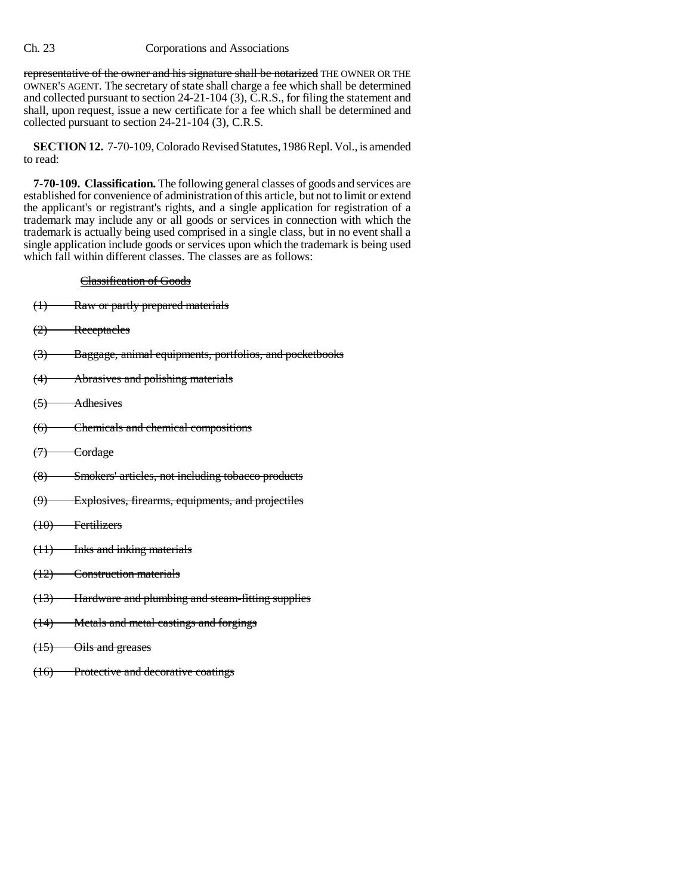~~representative of the owner and his signature shall be notarized~~ THE OWNER OR THE OWNER'S AGENT. The secretary of state shall charge a fee which shall be determined and collected pursuant to section 24-21-104 (3), C.R.S., for filing the statement and shall, upon request, issue a new certificate for a fee which shall be determined and collected pursuant to section 24-21-104 (3), C.R.S.

**SECTION 12.** 7-70-109, Colorado Revised Statutes, 1986 Repl. Vol., is amended to read:

**7-70-109. Classification.** The following general classes of goods and services are established for convenience of administration of this article, but not to limit or extend the applicant's or registrant's rights, and a single application for registration of a trademark may include any or all goods or services in connection with which the trademark is actually being used comprised in a single class, but in no event shall a single application include goods or services upon which the trademark is being used which fall within different classes. The classes are as follows:

~~Classification of Goods~~

~~(1) Raw or partly prepared materials~~

~~(2) Receptacles~~

~~(3) Baggage, animal equipments, portfolios, and pocketbooks~~

~~(4) Abrasives and polishing materials~~

~~(5) Adhesives~~

~~(6) Chemicals and chemical compositions~~

~~(7) Cordage~~

~~(8) Smokers' articles, not including tobacco products~~

~~(9) Explosives, firearms, equipments, and projectiles~~

~~(10) Fertilizers~~

~~(11) Inks and inking materials~~

~~(12) Construction materials~~

~~(13) Hardware and plumbing and steam-fitting supplies~~

~~(14) Metals and metal castings and forgings~~

~~(15) Oils and greases~~

~~(16) Protective and decorative coatings~~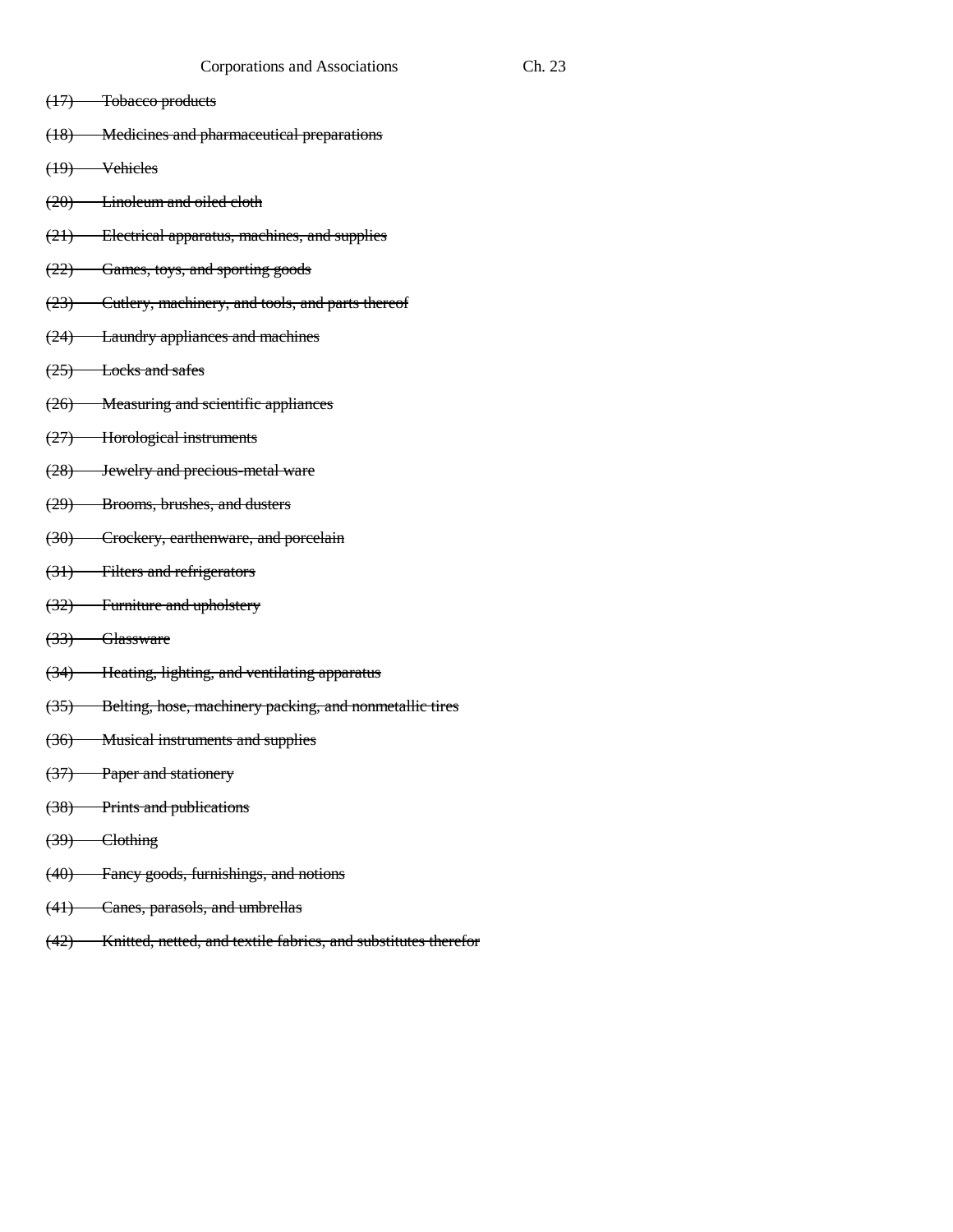~~(17) Tobacco products~~

~~(18) Medicines and pharmaceutical preparations~~

~~(19) Vehicles~~

~~(20) Linoleum and oiled cloth~~

~~(21) Electrical apparatus, machines, and supplies~~

~~(22) Games, toys, and sporting goods~~

~~(23) Cutlery, machinery, and tools, and parts thereof~~

~~(24) Laundry appliances and machines~~

~~(25) Locks and safes~~

~~(26) Measuring and scientific appliances~~

~~(27) Horological instruments~~

~~(28) Jewelry and precious-metal ware~~

~~(29) Brooms, brushes, and dusters~~

~~(30) Crockery, earthenware, and porcelain~~

~~(31) Filters and refrigerators~~

~~(32) Furniture and upholstery~~

~~(33) Glassware~~

~~(34) Heating, lighting, and ventilating apparatus~~

~~(35) Belting, hose, machinery packing, and nonmetallic tires~~

~~(36) Musical instruments and supplies~~

~~(37) Paper and stationery~~

~~(38) Prints and publications~~

~~(39) Clothing~~

~~(40) Fancy goods, furnishings, and notions~~

~~(41) Canes, parasols, and umbrellas~~

~~(42) Knitted, netted, and textile fabrics, and substitutes therefor~~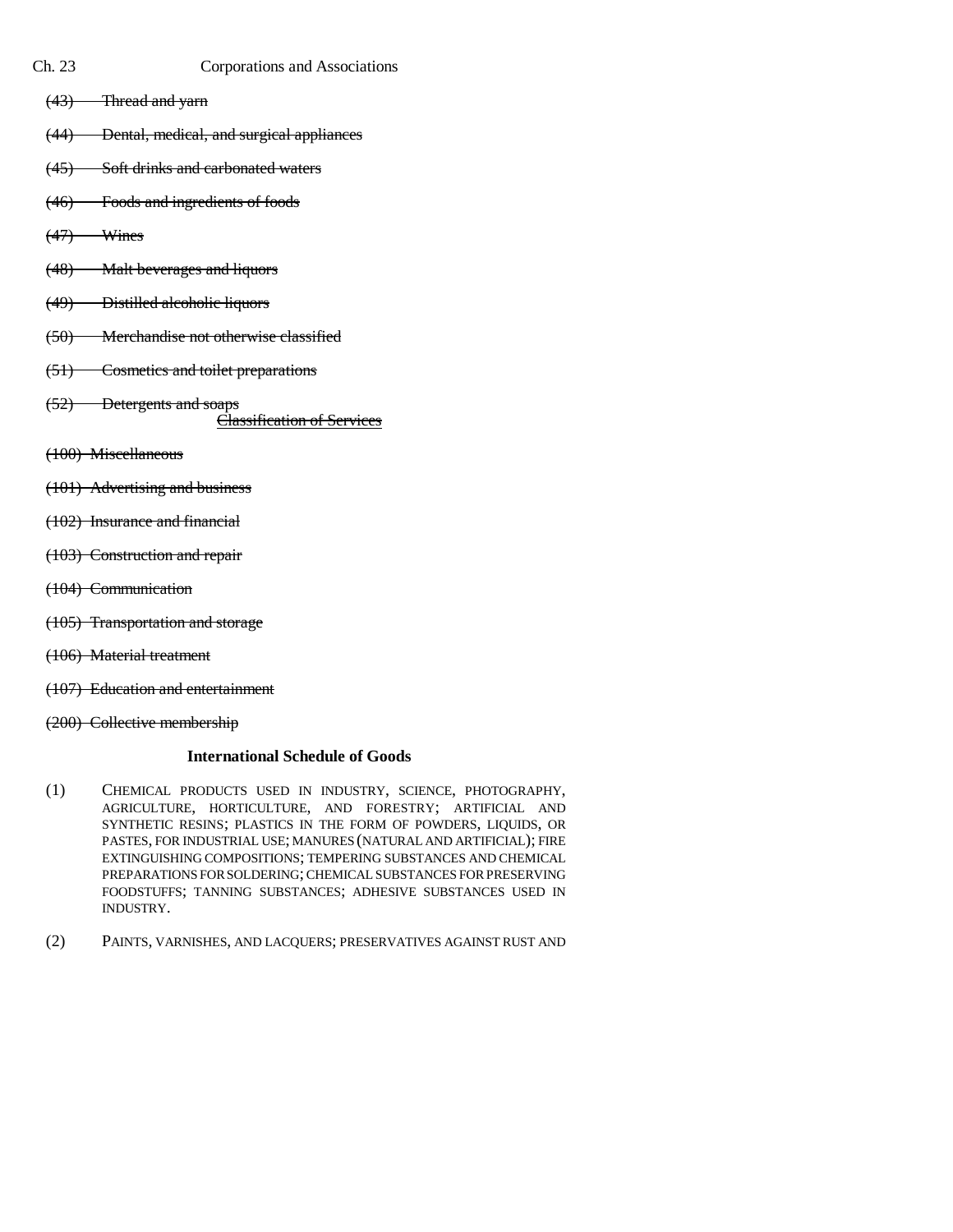~~(43) Thread and yarn~~

~~(44) Dental, medical, and surgical appliances~~

~~(45) Soft drinks and carbonated waters~~

~~(46) Foods and ingredients of foods~~

~~(47) Wines~~

~~(48) Malt beverages and liquors~~

~~(49) Distilled alcoholic liquors~~

~~(50) Merchandise not otherwise classified~~

~~(51) Cosmetics and toilet preparations~~

~~(52) Detergents and soaps~~

~~Classification of Services~~

~~(100) Miscellaneous~~

~~(101) Advertising and business~~

~~(102) Insurance and financial~~

~~(103) Construction and repair~~

~~(104) Communication~~

~~(105) Transportation and storage~~

~~(106) Material treatment~~

~~(107) Education and entertainment~~

~~(200) Collective membership~~

**International Schedule of Goods**

(1) CHEMICAL PRODUCTS USED IN INDUSTRY, SCIENCE, PHOTOGRAPHY, AGRICULTURE, HORTICULTURE, AND FORESTRY; ARTIFICIAL AND SYNTHETIC RESINS; PLASTICS IN THE FORM OF POWDERS, LIQUIDS, OR PASTES, FOR INDUSTRIAL USE; MANURES (NATURAL AND ARTIFICIAL); FIRE EXTINGUISHING COMPOSITIONS; TEMPERING SUBSTANCES AND CHEMICAL PREPARATIONS FOR SOLDERING; CHEMICAL SUBSTANCES FOR PRESERVING FOODSTUFFS; TANNING SUBSTANCES; ADHESIVE SUBSTANCES USED IN INDUSTRY.

(2) PAINTS, VARNISHES, AND LACQUERS; PRESERVATIVES AGAINST RUST AND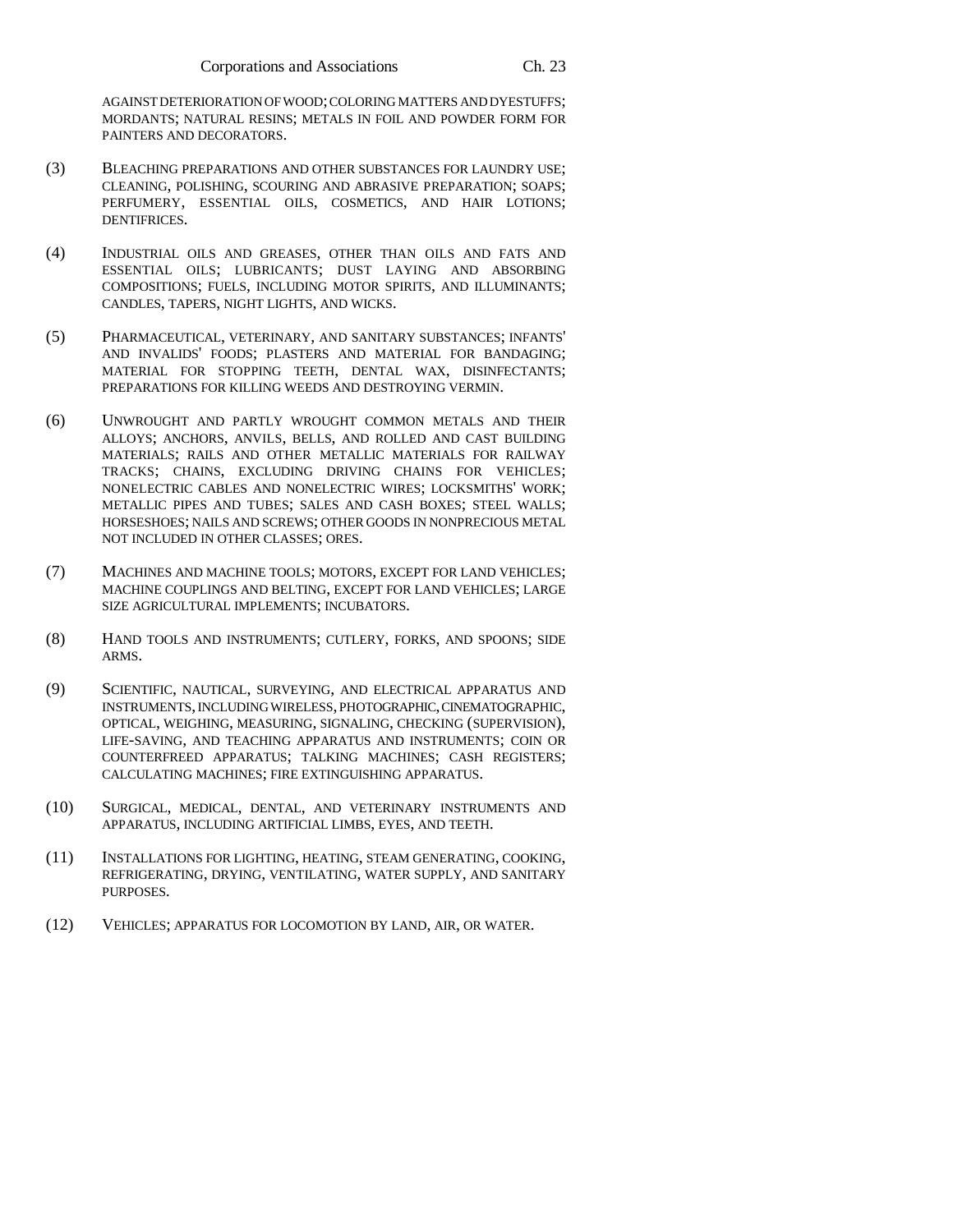AGAINST DETERIORATION OF WOOD; COLORING MATTERS AND DYESTUFFS; MORDANTS; NATURAL RESINS; METALS IN FOIL AND POWDER FORM FOR PAINTERS AND DECORATORS.

(3) BLEACHING PREPARATIONS AND OTHER SUBSTANCES FOR LAUNDRY USE; CLEANING, POLISHING, SCOURING AND ABRASIVE PREPARATION; SOAPS; PERFUMERY, ESSENTIAL OILS, COSMETICS, AND HAIR LOTIONS; DENTIFRICES.

(4) INDUSTRIAL OILS AND GREASES, OTHER THAN OILS AND FATS AND ESSENTIAL OILS; LUBRICANTS; DUST LAYING AND ABSORBING COMPOSITIONS; FUELS, INCLUDING MOTOR SPIRITS, AND ILLUMINANTS; CANDLES, TAPERS, NIGHT LIGHTS, AND WICKS.

(5) PHARMACEUTICAL, VETERINARY, AND SANITARY SUBSTANCES; INFANTS' AND INVALIDS' FOODS; PLASTERS AND MATERIAL FOR BANDAGING; MATERIAL FOR STOPPING TEETH, DENTAL WAX, DISINFECTANTS; PREPARATIONS FOR KILLING WEEDS AND DESTROYING VERMIN.

(6) UNWROUGHT AND PARTLY WROUGHT COMMON METALS AND THEIR ALLOYS; ANCHORS, ANVILS, BELLS, AND ROLLED AND CAST BUILDING MATERIALS; RAILS AND OTHER METALLIC MATERIALS FOR RAILWAY TRACKS; CHAINS, EXCLUDING DRIVING CHAINS FOR VEHICLES; NONELECTRIC CABLES AND NONELECTRIC WIRES; LOCKSMITHS' WORK; METALLIC PIPES AND TUBES; SALES AND CASH BOXES; STEEL WALLS; HORSESHOES; NAILS AND SCREWS; OTHER GOODS IN NONPRECIOUS METAL NOT INCLUDED IN OTHER CLASSES; ORES.

(7) MACHINES AND MACHINE TOOLS; MOTORS, EXCEPT FOR LAND VEHICLES; MACHINE COUPLINGS AND BELTING, EXCEPT FOR LAND VEHICLES; LARGE SIZE AGRICULTURAL IMPLEMENTS; INCUBATORS.

(8) HAND TOOLS AND INSTRUMENTS; CUTLERY, FORKS, AND SPOONS; SIDE ARMS.

(9) SCIENTIFIC, NAUTICAL, SURVEYING, AND ELECTRICAL APPARATUS AND INSTRUMENTS, INCLUDING WIRELESS, PHOTOGRAPHIC, CINEMATOGRAPHIC, OPTICAL, WEIGHING, MEASURING, SIGNALING, CHECKING (SUPERVISION), LIFE-SAVING, AND TEACHING APPARATUS AND INSTRUMENTS; COIN OR COUNTERFREED APPARATUS; TALKING MACHINES; CASH REGISTERS; CALCULATING MACHINES; FIRE EXTINGUISHING APPARATUS.

(10) SURGICAL, MEDICAL, DENTAL, AND VETERINARY INSTRUMENTS AND APPARATUS, INCLUDING ARTIFICIAL LIMBS, EYES, AND TEETH.

(11) INSTALLATIONS FOR LIGHTING, HEATING, STEAM GENERATING, COOKING, REFRIGERATING, DRYING, VENTILATING, WATER SUPPLY, AND SANITARY PURPOSES.

(12) VEHICLES; APPARATUS FOR LOCOMOTION BY LAND, AIR, OR WATER.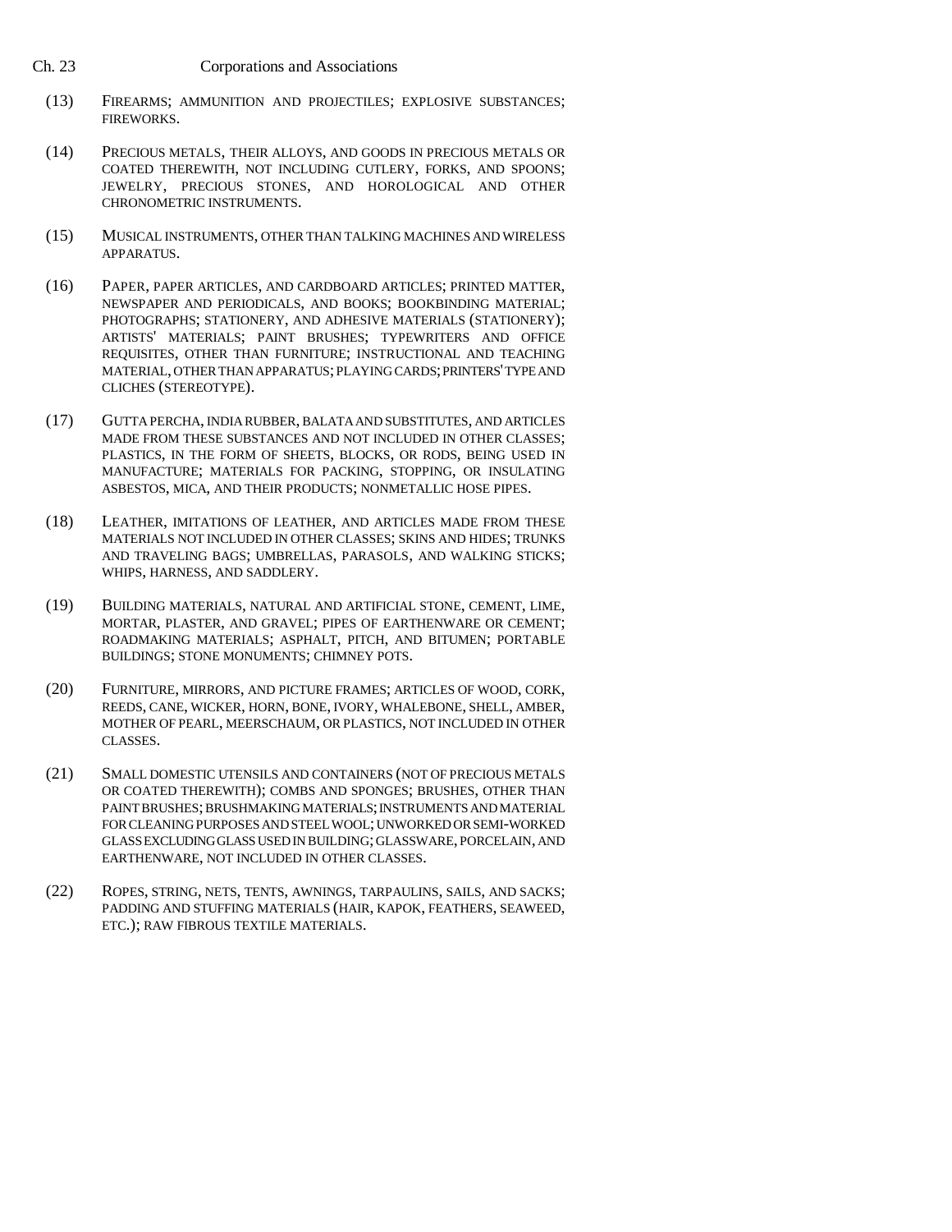(13) FIREARMS; AMMUNITION AND PROJECTILES; EXPLOSIVE SUBSTANCES; FIREWORKS.

(14) PRECIOUS METALS, THEIR ALLOYS, AND GOODS IN PRECIOUS METALS OR COATED THEREWITH, NOT INCLUDING CUTLERY, FORKS, AND SPOONS; JEWELRY, PRECIOUS STONES, AND HOROLOGICAL AND OTHER CHRONOMETRIC INSTRUMENTS.

(15) MUSICAL INSTRUMENTS, OTHER THAN TALKING MACHINES AND WIRELESS APPARATUS.

(16) PAPER, PAPER ARTICLES, AND CARDBOARD ARTICLES; PRINTED MATTER, NEWSPAPER AND PERIODICALS, AND BOOKS; BOOKBINDING MATERIAL; PHOTOGRAPHS; STATIONERY, AND ADHESIVE MATERIALS (STATIONERY); ARTISTS' MATERIALS; PAINT BRUSHES; TYPEWRITERS AND OFFICE REQUISITES, OTHER THAN FURNITURE; INSTRUCTIONAL AND TEACHING MATERIAL, OTHER THAN APPARATUS; PLAYING CARDS; PRINTERS' TYPE AND CLICHES (STEREOTYPE).

(17) GUTTA PERCHA, INDIA RUBBER, BALATA AND SUBSTITUTES, AND ARTICLES MADE FROM THESE SUBSTANCES AND NOT INCLUDED IN OTHER CLASSES; PLASTICS, IN THE FORM OF SHEETS, BLOCKS, OR RODS, BEING USED IN MANUFACTURE; MATERIALS FOR PACKING, STOPPING, OR INSULATING ASBESTOS, MICA, AND THEIR PRODUCTS; NONMETALLIC HOSE PIPES.

(18) LEATHER, IMITATIONS OF LEATHER, AND ARTICLES MADE FROM THESE MATERIALS NOT INCLUDED IN OTHER CLASSES; SKINS AND HIDES; TRUNKS AND TRAVELING BAGS; UMBRELLAS, PARASOLS, AND WALKING STICKS; WHIPS, HARNESS, AND SADDLERY.

(19) BUILDING MATERIALS, NATURAL AND ARTIFICIAL STONE, CEMENT, LIME, MORTAR, PLASTER, AND GRAVEL; PIPES OF EARTHENWARE OR CEMENT; ROADMAKING MATERIALS; ASPHALT, PITCH, AND BITUMEN; PORTABLE BUILDINGS; STONE MONUMENTS; CHIMNEY POTS.

(20) FURNITURE, MIRRORS, AND PICTURE FRAMES; ARTICLES OF WOOD, CORK, REEDS, CANE, WICKER, HORN, BONE, IVORY, WHALEBONE, SHELL, AMBER, MOTHER OF PEARL, MEERSCHAUM, OR PLASTICS, NOT INCLUDED IN OTHER CLASSES.

(21) SMALL DOMESTIC UTENSILS AND CONTAINERS (NOT OF PRECIOUS METALS OR COATED THEREWITH); COMBS AND SPONGES; BRUSHES, OTHER THAN PAINT BRUSHES; BRUSHMAKING MATERIALS; INSTRUMENTS AND MATERIAL FOR CLEANING PURPOSES AND STEEL WOOL; UNWORKED OR SEMI-WORKED GLASS EXCLUDING GLASS USED IN BUILDING; GLASSWARE, PORCELAIN, AND EARTHENWARE, NOT INCLUDED IN OTHER CLASSES.

(22) ROPES, STRING, NETS, TENTS, AWNINGS, TARPAULINS, SAILS, AND SACKS; PADDING AND STUFFING MATERIALS (HAIR, KAPOK, FEATHERS, SEAWEED, ETC.); RAW FIBROUS TEXTILE MATERIALS.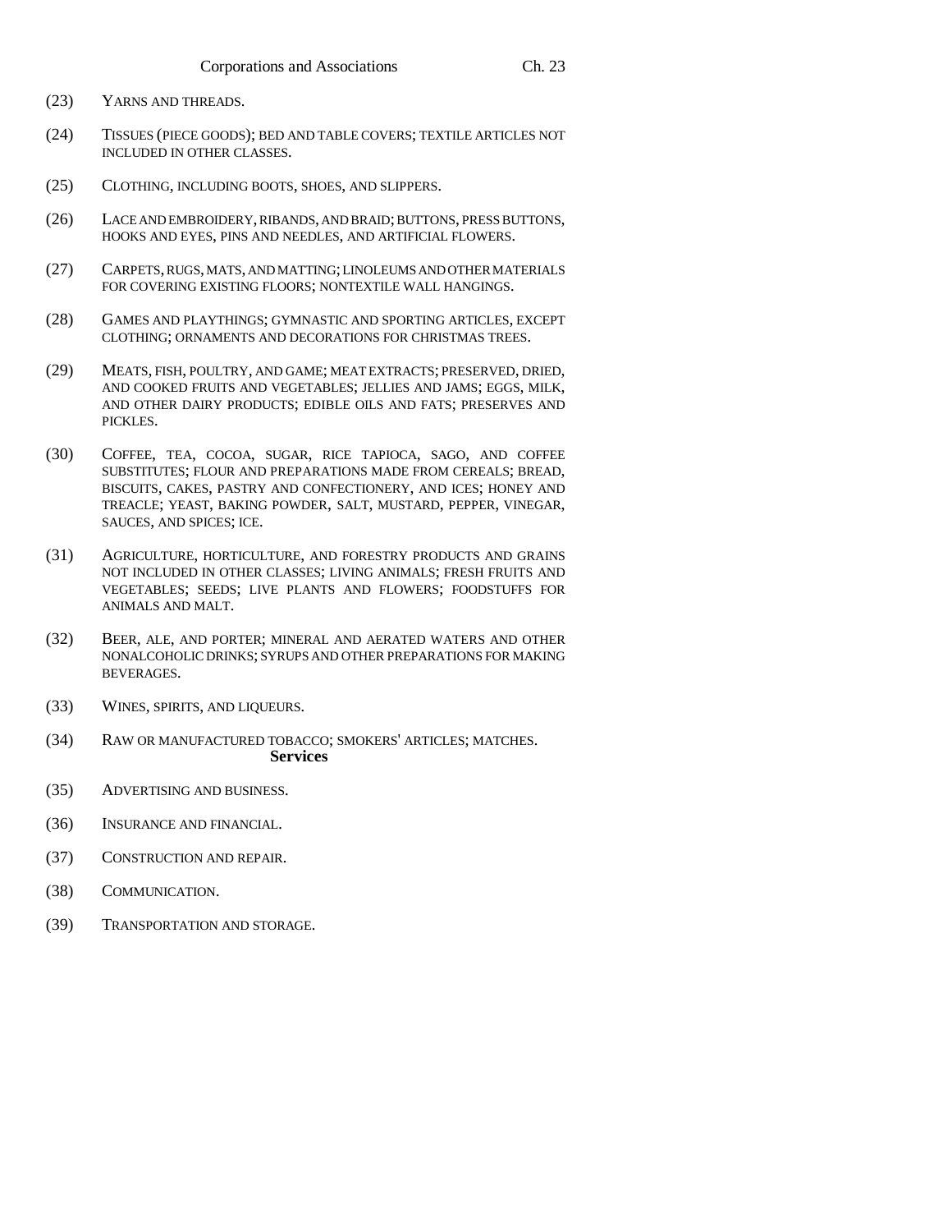(23) YARNS AND THREADS.

(24) TISSUES (PIECE GOODS); BED AND TABLE COVERS; TEXTILE ARTICLES NOT INCLUDED IN OTHER CLASSES.

(25) CLOTHING, INCLUDING BOOTS, SHOES, AND SLIPPERS.

(26) LACE AND EMBROIDERY, RIBANDS, AND BRAID; BUTTONS, PRESS BUTTONS, HOOKS AND EYES, PINS AND NEEDLES, AND ARTIFICIAL FLOWERS.

(27) CARPETS, RUGS, MATS, AND MATTING; LINOLEUMS AND OTHER MATERIALS FOR COVERING EXISTING FLOORS; NONTEXTILE WALL HANGINGS.

(28) GAMES AND PLAYTHINGS; GYMNASTIC AND SPORTING ARTICLES, EXCEPT CLOTHING; ORNAMENTS AND DECORATIONS FOR CHRISTMAS TREES.

(29) MEATS, FISH, POULTRY, AND GAME; MEAT EXTRACTS; PRESERVED, DRIED, AND COOKED FRUITS AND VEGETABLES; JELLIES AND JAMS; EGGS, MILK, AND OTHER DAIRY PRODUCTS; EDIBLE OILS AND FATS; PRESERVES AND PICKLES.

(30) COFFEE, TEA, COCOA, SUGAR, RICE TAPIOCA, SAGO, AND COFFEE SUBSTITUTES; FLOUR AND PREPARATIONS MADE FROM CEREALS; BREAD, BISCUITS, CAKES, PASTRY AND CONFECTIONERY, AND ICES; HONEY AND TREACLE; YEAST, BAKING POWDER, SALT, MUSTARD, PEPPER, VINEGAR, SAUCES, AND SPICES; ICE.

(31) AGRICULTURE, HORTICULTURE, AND FORESTRY PRODUCTS AND GRAINS NOT INCLUDED IN OTHER CLASSES; LIVING ANIMALS; FRESH FRUITS AND VEGETABLES; SEEDS; LIVE PLANTS AND FLOWERS; FOODSTUFFS FOR ANIMALS AND MALT.

(32) BEER, ALE, AND PORTER; MINERAL AND AERATED WATERS AND OTHER NONALCOHOLIC DRINKS; SYRUPS AND OTHER PREPARATIONS FOR MAKING BEVERAGES.

(33) WINES, SPIRITS, AND LIQUEURS.

(34) RAW OR MANUFACTURED TOBACCO; SMOKERS' ARTICLES; MATCHES.

**Services**

(35) ADVERTISING AND BUSINESS.

(36) INSURANCE AND FINANCIAL.

(37) CONSTRUCTION AND REPAIR.

(38) COMMUNICATION.

(39) TRANSPORTATION AND STORAGE.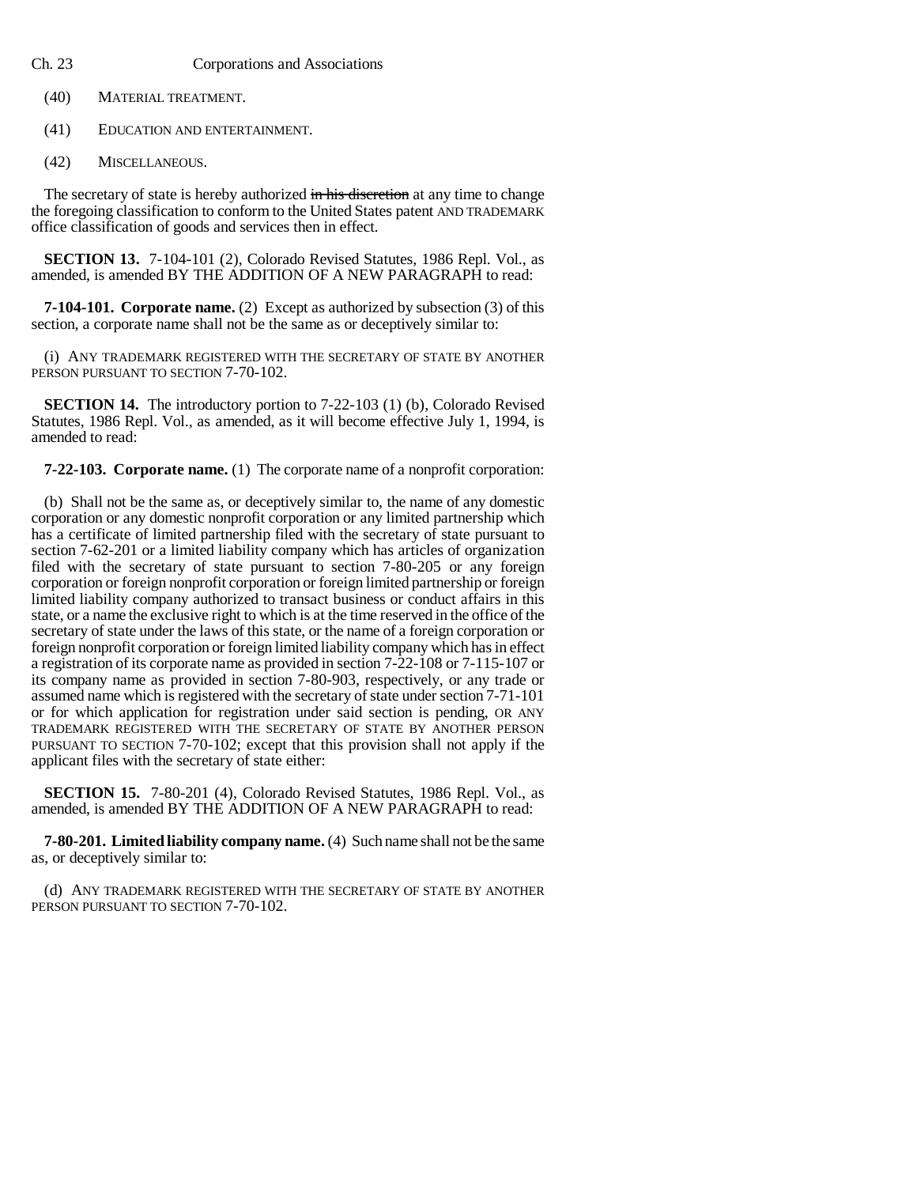(40) MATERIAL TREATMENT.

(41) EDUCATION AND ENTERTAINMENT.

(42) MISCELLANEOUS.

The secretary of state is hereby authorized ~~in his discretion~~ at any time to change the foregoing classification to conform to the United States patent AND TRADEMARK office classification of goods and services then in effect.

**SECTION 13.** 7-104-101 (2), Colorado Revised Statutes, 1986 Repl. Vol., as amended, is amended BY THE ADDITION OF A NEW PARAGRAPH to read:

**7-104-101. Corporate name.** (2) Except as authorized by subsection (3) of this section, a corporate name shall not be the same as or deceptively similar to:

(i) ANY TRADEMARK REGISTERED WITH THE SECRETARY OF STATE BY ANOTHER PERSON PURSUANT TO SECTION 7-70-102.

**SECTION 14.** The introductory portion to 7-22-103 (1) (b), Colorado Revised Statutes, 1986 Repl. Vol., as amended, as it will become effective July 1, 1994, is amended to read:

**7-22-103. Corporate name.** (1) The corporate name of a nonprofit corporation:

(b) Shall not be the same as, or deceptively similar to, the name of any domestic corporation or any domestic nonprofit corporation or any limited partnership which has a certificate of limited partnership filed with the secretary of state pursuant to section 7-62-201 or a limited liability company which has articles of organization filed with the secretary of state pursuant to section 7-80-205 or any foreign corporation or foreign nonprofit corporation or foreign limited partnership or foreign limited liability company authorized to transact business or conduct affairs in this state, or a name the exclusive right to which is at the time reserved in the office of the secretary of state under the laws of this state, or the name of a foreign corporation or foreign nonprofit corporation or foreign limited liability company which has in effect a registration of its corporate name as provided in section 7-22-108 or 7-115-107 or its company name as provided in section 7-80-903, respectively, or any trade or assumed name which is registered with the secretary of state under section 7-71-101 or for which application for registration under said section is pending, OR ANY TRADEMARK REGISTERED WITH THE SECRETARY OF STATE BY ANOTHER PERSON PURSUANT TO SECTION 7-70-102; except that this provision shall not apply if the applicant files with the secretary of state either:

**SECTION 15.** 7-80-201 (4), Colorado Revised Statutes, 1986 Repl. Vol., as amended, is amended BY THE ADDITION OF A NEW PARAGRAPH to read:

**7-80-201. Limited liability company name.** (4) Such name shall not be the same as, or deceptively similar to:

(d) ANY TRADEMARK REGISTERED WITH THE SECRETARY OF STATE BY ANOTHER PERSON PURSUANT TO SECTION 7-70-102.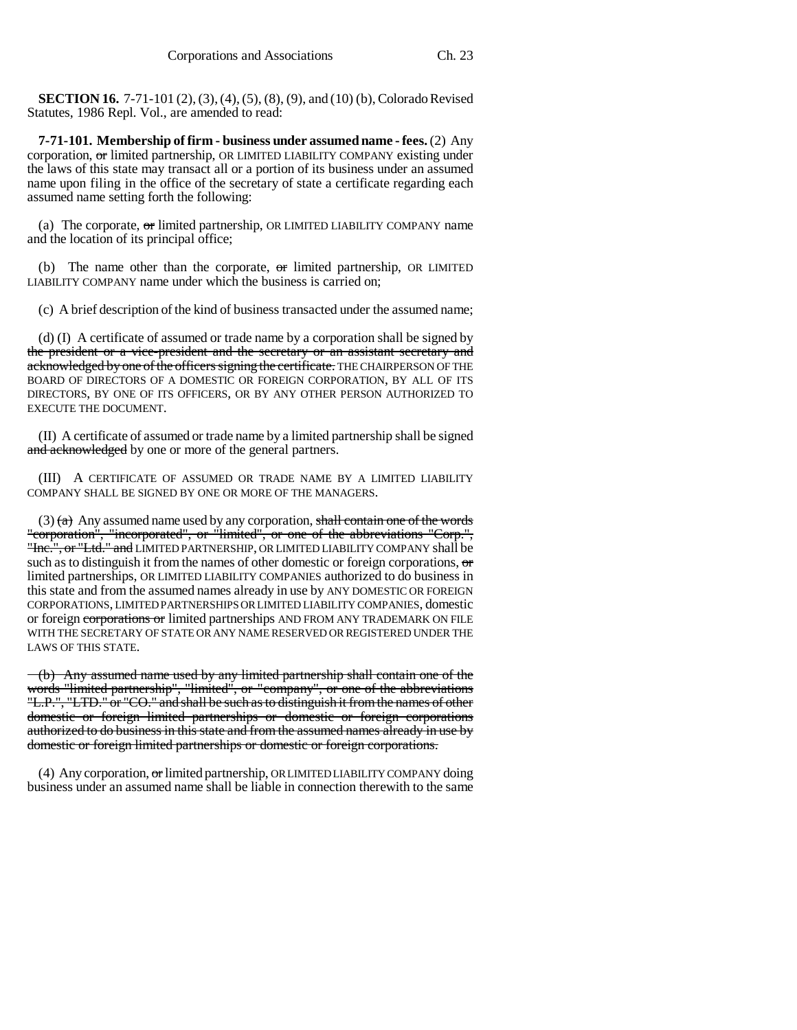**SECTION 16.** 7-71-101 (2), (3), (4), (5), (8), (9), and (10) (b), Colorado Revised Statutes, 1986 Repl. Vol., are amended to read:

**7-71-101. Membership of firm - business under assumed name - fees.** (2) Any corporation, ~~or~~ limited partnership, OR LIMITED LIABILITY COMPANY existing under the laws of this state may transact all or a portion of its business under an assumed name upon filing in the office of the secretary of state a certificate regarding each assumed name setting forth the following:

(a) The corporate, ~~or~~ limited partnership, OR LIMITED LIABILITY COMPANY name and the location of its principal office;

(b) The name other than the corporate, ~~or~~ limited partnership, OR LIMITED LIABILITY COMPANY name under which the business is carried on;

(c) A brief description of the kind of business transacted under the assumed name;

(d) (I) A certificate of assumed or trade name by a corporation shall be signed by ~~the president or a vice-president and the secretary or an assistant secretary and acknowledged by one of the officers signing the certificate.~~ THE CHAIRPERSON OF THE BOARD OF DIRECTORS OF A DOMESTIC OR FOREIGN CORPORATION, BY ALL OF ITS DIRECTORS, BY ONE OF ITS OFFICERS, OR BY ANY OTHER PERSON AUTHORIZED TO EXECUTE THE DOCUMENT.

(II) A certificate of assumed or trade name by a limited partnership shall be signed ~~and acknowledged~~ by one or more of the general partners.

(III) A CERTIFICATE OF ASSUMED OR TRADE NAME BY A LIMITED LIABILITY COMPANY SHALL BE SIGNED BY ONE OR MORE OF THE MANAGERS.

(3) ~~(a)~~ Any assumed name used by any corporation, ~~shall contain one of the words "corporation", "incorporated", or "limited", or one of the abbreviations "Corp.", "Inc.", or "Ltd." and~~ LIMITED PARTNERSHIP, OR LIMITED LIABILITY COMPANY shall be such as to distinguish it from the names of other domestic or foreign corporations, ~~or~~ limited partnerships, OR LIMITED LIABILITY COMPANIES authorized to do business in this state and from the assumed names already in use by ANY DOMESTIC OR FOREIGN CORPORATIONS, LIMITED PARTNERSHIPS OR LIMITED LIABILITY COMPANIES, domestic or foreign ~~corporations or~~ limited partnerships AND FROM ANY TRADEMARK ON FILE WITH THE SECRETARY OF STATE OR ANY NAME RESERVED OR REGISTERED UNDER THE LAWS OF THIS STATE.

~~(b) Any assumed name used by any limited partnership shall contain one of the words "limited partnership", "limited", or "company", or one of the abbreviations "L.P.", "LTD." or "CO." and shall be such as to distinguish it from the names of other domestic or foreign limited partnerships or domestic or foreign corporations authorized to do business in this state and from the assumed names already in use by domestic or foreign limited partnerships or domestic or foreign corporations.~~

(4) Any corporation, ~~or~~ limited partnership, OR LIMITED LIABILITY COMPANY doing business under an assumed name shall be liable in connection therewith to the same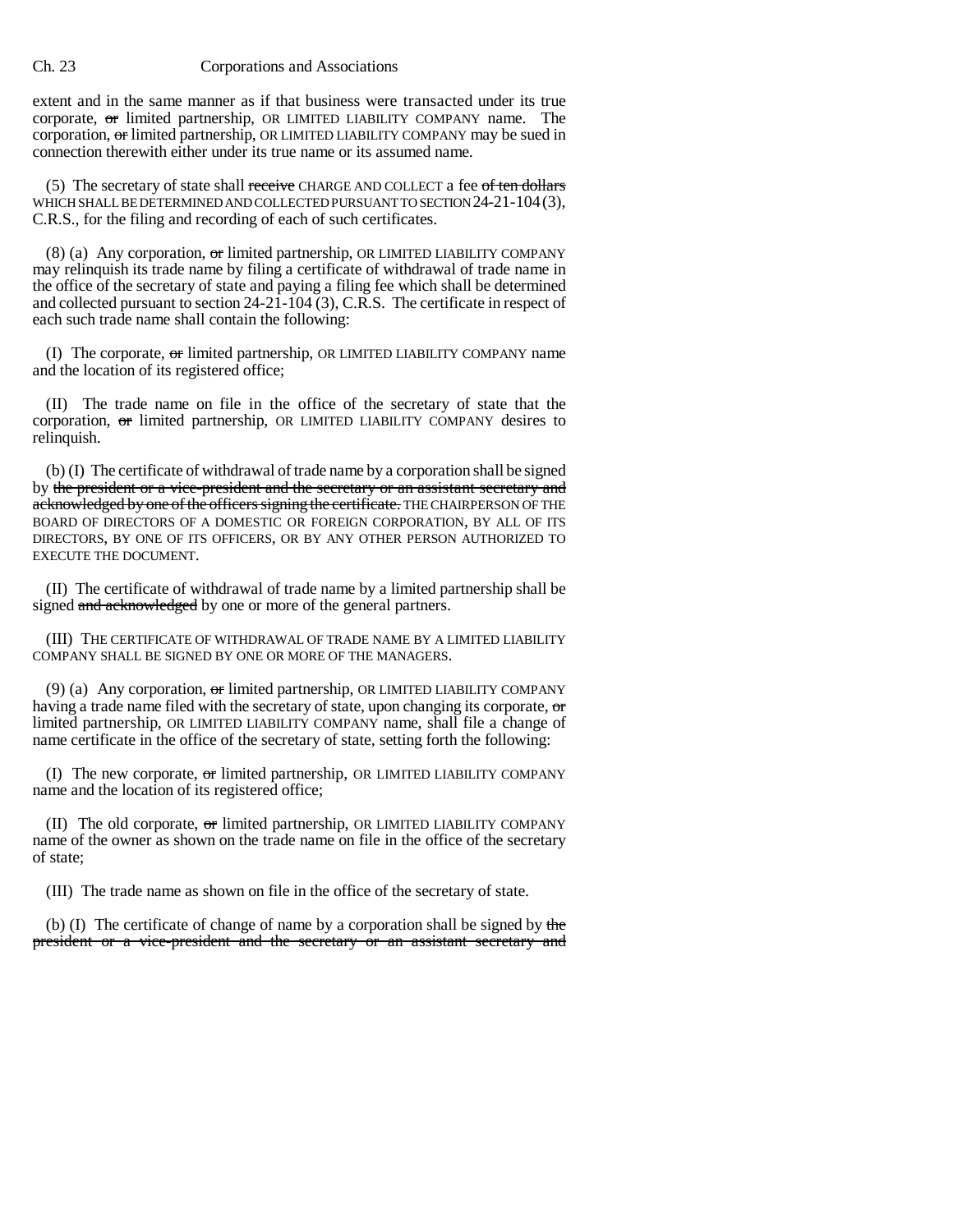extent and in the same manner as if that business were transacted under its true corporate, ~~or~~ limited partnership, OR LIMITED LIABILITY COMPANY name. The corporation, ~~or~~ limited partnership, OR LIMITED LIABILITY COMPANY may be sued in connection therewith either under its true name or its assumed name.

(5) The secretary of state shall ~~receive~~ CHARGE AND COLLECT a fee ~~of ten dollars~~ WHICH SHALL BE DETERMINED AND COLLECTED PURSUANT TO SECTION 24-21-104 (3), C.R.S., for the filing and recording of each of such certificates.

(8) (a) Any corporation, ~~or~~ limited partnership, OR LIMITED LIABILITY COMPANY may relinquish its trade name by filing a certificate of withdrawal of trade name in the office of the secretary of state and paying a filing fee which shall be determined and collected pursuant to section 24-21-104 (3), C.R.S. The certificate in respect of each such trade name shall contain the following:

(I) The corporate, ~~or~~ limited partnership, OR LIMITED LIABILITY COMPANY name and the location of its registered office;

(II) The trade name on file in the office of the secretary of state that the corporation, ~~or~~ limited partnership, OR LIMITED LIABILITY COMPANY desires to relinquish.

(b) (I) The certificate of withdrawal of trade name by a corporation shall be signed by ~~the president or a vice-president and the secretary or an assistant secretary and acknowledged by one of the officers signing the certificate.~~ THE CHAIRPERSON OF THE BOARD OF DIRECTORS OF A DOMESTIC OR FOREIGN CORPORATION, BY ALL OF ITS DIRECTORS, BY ONE OF ITS OFFICERS, OR BY ANY OTHER PERSON AUTHORIZED TO EXECUTE THE DOCUMENT.

(II) The certificate of withdrawal of trade name by a limited partnership shall be signed ~~and acknowledged~~ by one or more of the general partners.

(III) THE CERTIFICATE OF WITHDRAWAL OF TRADE NAME BY A LIMITED LIABILITY COMPANY SHALL BE SIGNED BY ONE OR MORE OF THE MANAGERS.

(9) (a) Any corporation, ~~or~~ limited partnership, OR LIMITED LIABILITY COMPANY having a trade name filed with the secretary of state, upon changing its corporate, ~~or~~ limited partnership, OR LIMITED LIABILITY COMPANY name, shall file a change of name certificate in the office of the secretary of state, setting forth the following:

(I) The new corporate, ~~or~~ limited partnership, OR LIMITED LIABILITY COMPANY name and the location of its registered office;

(II) The old corporate, ~~or~~ limited partnership, OR LIMITED LIABILITY COMPANY name of the owner as shown on the trade name on file in the office of the secretary of state;

(III) The trade name as shown on file in the office of the secretary of state.

(b) (I) The certificate of change of name by a corporation shall be signed by ~~the president or a vice-president and the secretary or an assistant secretary and~~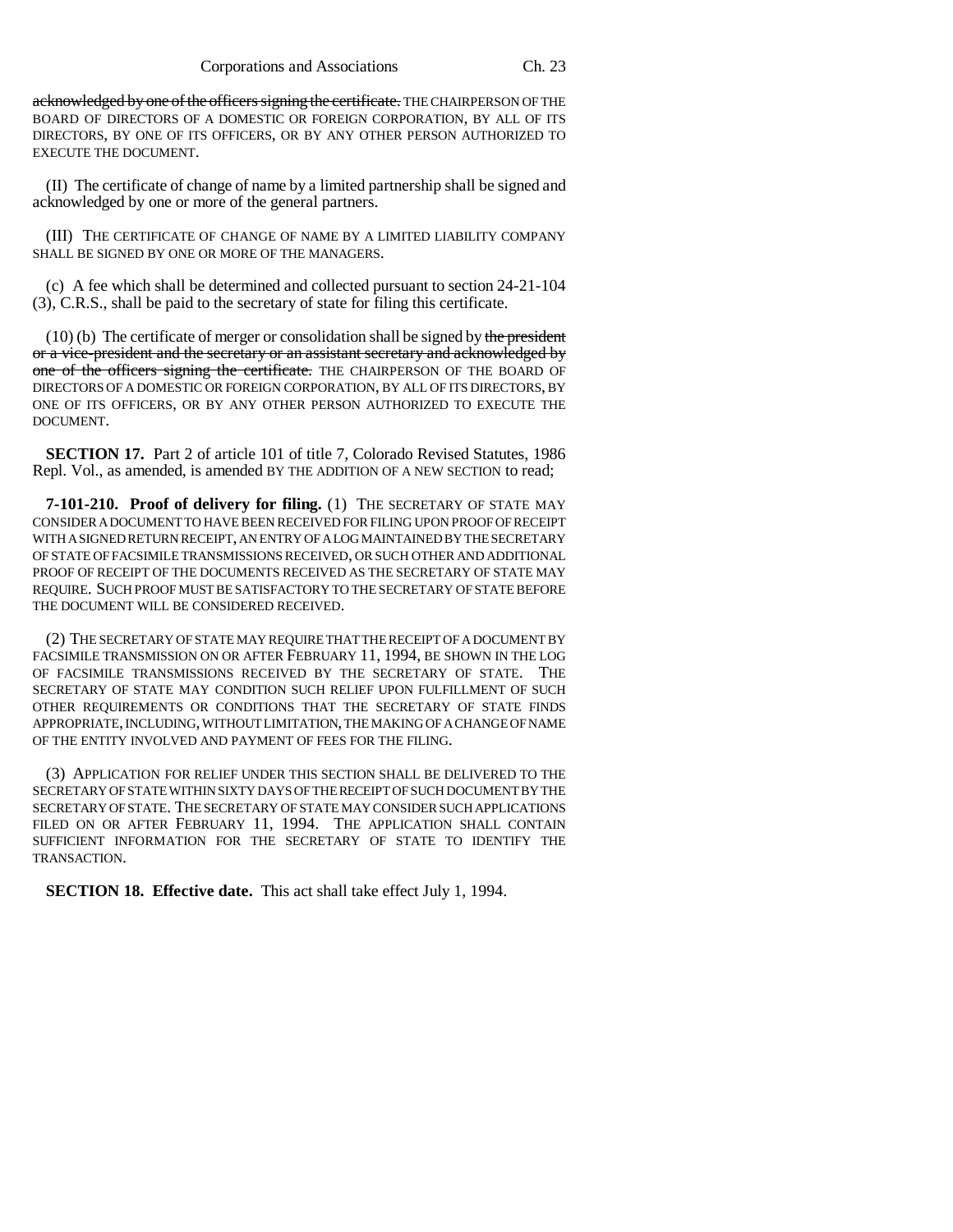~~acknowledged by one of the officers signing the certificate.~~ THE CHAIRPERSON OF THE BOARD OF DIRECTORS OF A DOMESTIC OR FOREIGN CORPORATION, BY ALL OF ITS DIRECTORS, BY ONE OF ITS OFFICERS, OR BY ANY OTHER PERSON AUTHORIZED TO EXECUTE THE DOCUMENT.

(II) The certificate of change of name by a limited partnership shall be signed and acknowledged by one or more of the general partners.

(III) THE CERTIFICATE OF CHANGE OF NAME BY A LIMITED LIABILITY COMPANY SHALL BE SIGNED BY ONE OR MORE OF THE MANAGERS.

(c) A fee which shall be determined and collected pursuant to section 24-21-104 (3), C.R.S., shall be paid to the secretary of state for filing this certificate.

(10) (b) The certificate of merger or consolidation shall be signed by ~~the president or a vice-president and the secretary or an assistant secretary and acknowledged by one of the officers signing the certificate.~~ THE CHAIRPERSON OF THE BOARD OF DIRECTORS OF A DOMESTIC OR FOREIGN CORPORATION, BY ALL OF ITS DIRECTORS, BY ONE OF ITS OFFICERS, OR BY ANY OTHER PERSON AUTHORIZED TO EXECUTE THE DOCUMENT.

**SECTION 17.** Part 2 of article 101 of title 7, Colorado Revised Statutes, 1986 Repl. Vol., as amended, is amended BY THE ADDITION OF A NEW SECTION to read;

**7-101-210. Proof of delivery for filing.** (1) THE SECRETARY OF STATE MAY CONSIDER A DOCUMENT TO HAVE BEEN RECEIVED FOR FILING UPON PROOF OF RECEIPT WITH A SIGNED RETURN RECEIPT, AN ENTRY OF A LOG MAINTAINED BY THE SECRETARY OF STATE OF FACSIMILE TRANSMISSIONS RECEIVED, OR SUCH OTHER AND ADDITIONAL PROOF OF RECEIPT OF THE DOCUMENTS RECEIVED AS THE SECRETARY OF STATE MAY REQUIRE. SUCH PROOF MUST BE SATISFACTORY TO THE SECRETARY OF STATE BEFORE THE DOCUMENT WILL BE CONSIDERED RECEIVED.

(2) THE SECRETARY OF STATE MAY REQUIRE THAT THE RECEIPT OF A DOCUMENT BY FACSIMILE TRANSMISSION ON OR AFTER FEBRUARY 11, 1994, BE SHOWN IN THE LOG OF FACSIMILE TRANSMISSIONS RECEIVED BY THE SECRETARY OF STATE. THE SECRETARY OF STATE MAY CONDITION SUCH RELIEF UPON FULFILLMENT OF SUCH OTHER REQUIREMENTS OR CONDITIONS THAT THE SECRETARY OF STATE FINDS APPROPRIATE, INCLUDING, WITHOUT LIMITATION, THE MAKING OF A CHANGE OF NAME OF THE ENTITY INVOLVED AND PAYMENT OF FEES FOR THE FILING.

(3) APPLICATION FOR RELIEF UNDER THIS SECTION SHALL BE DELIVERED TO THE SECRETARY OF STATE WITHIN SIXTY DAYS OF THE RECEIPT OF SUCH DOCUMENT BY THE SECRETARY OF STATE. THE SECRETARY OF STATE MAY CONSIDER SUCH APPLICATIONS FILED ON OR AFTER FEBRUARY 11, 1994. THE APPLICATION SHALL CONTAIN SUFFICIENT INFORMATION FOR THE SECRETARY OF STATE TO IDENTIFY THE TRANSACTION.

**SECTION 18. Effective date.** This act shall take effect July 1, 1994.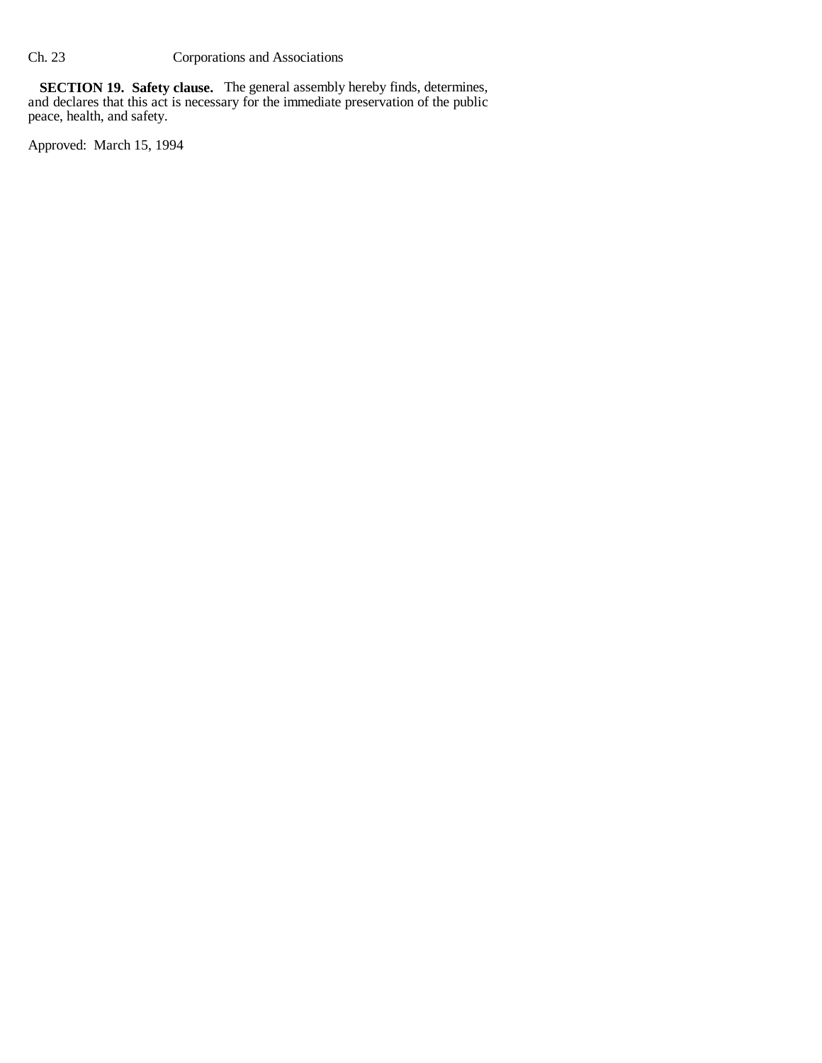**SECTION 19. Safety clause.** The general assembly hereby finds, determines, and declares that this act is necessary for the immediate preservation of the public peace, health, and safety.

Approved: March 15, 1994